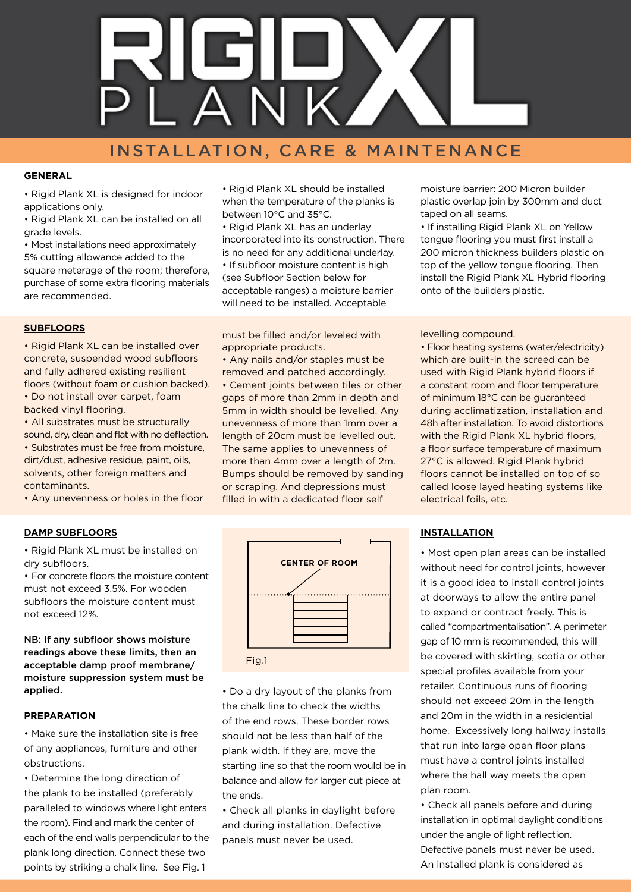# RIGID PLANK XL

## INSTALLATION, CARE & MAINTENANCE

### GENERAL

- Rigid Plank XL is designed for indoor applications only.
- Rigid Plank XL can be installed on all grade levels.
- Most installations need approximately 5% cutting allowance added to the square meterage of the room; therefore, purchase of some extra flooring materials are recommended.
- Rigid Plank XL should be installed when the temperature of the planks is between 10°C and 35°C.
- Rigid Plank XL has an underlay incorporated into its construction. There is no need for any additional underlay.
- If subfloor moisture content is high (see Subfloor Section below for acceptable ranges) a moisture barrier will need to be installed. Acceptable moisture barrier: 200 Micron builder plastic overlap join by 300mm and duct taped on all seams.
- If installing Rigid Plank XL on Yellow tongue flooring you must first install a 200 micron thickness builders plastic on top of the yellow tongue flooring. Then install the Rigid Plank XL Hybrid flooring onto of the builders plastic.

### SUBFLOORS

- Rigid Plank XL can be installed over concrete, suspended wood subfloors and fully adhered existing resilient floors (without foam or cushion backed).
- Do not install over carpet, foam backed vinyl flooring.
- All substrates must be structurally sound, dry, clean and flat with no deflection.
- Substrates must be free from moisture, dirt/dust, adhesive residue, paint, oils, solvents, other foreign matters and contaminants.
- Any unevenness or holes in the floor must be filled and/or leveled with appropriate products.
- Any nails and/or staples must be removed and patched accordingly.
- Cement joints between tiles or other gaps of more than 2mm in depth and 5mm in width should be levelled. Any unevenness of more than 1mm over a length of 20cm must be levelled out. The same applies to unevenness of more than 4mm over a length of 2m. Bumps should be removed by sanding or scraping. And depressions must filled in with a dedicated floor self levelling compound.
- Floor heating systems (water/electricity) which are built-in the screed can be used with Rigid Plank hybrid floors if a constant room and floor temperature of minimum 18°C can be guaranteed during acclimatization, installation and 48h after installation. To avoid distortions with the Rigid Plank XL hybrid floors, a floor surface temperature of maximum 27°C is allowed. Rigid Plank hybrid floors cannot be installed on top of so called loose layed heating systems like electrical foils, etc.

### DAMP SUBFLOORS

- Rigid Plank XL must be installed on dry subfloors.
- For concrete floors the moisture content must not exceed 3.5%. For wooden subfloors the moisture content must not exceed 12%.

**NB: If any subfloor shows moisture readings above these limits, then an acceptable damp proof membrane/ moisture suppression system must be applied.**

### PREPARATION

- Make sure the installation site is free of any appliances, furniture and other obstructions.
- Determine the long direction of the plank to be installed (preferably paralleled to windows where light enters the room). Find and mark the center of each of the end walls perpendicular to the plank long direction. Connect these two points by striking a chalk line. See Fig. 1

CENTER OF ROOM

Fig.1

- Do a dry layout of the planks from the chalk line to check the widths of the end rows. These border rows should not be less than half of the plank width. If they are, move the starting line so that the room would be in balance and allow for larger cut piece at the ends.
- Check all planks in daylight before and during installation. Defective panels must never be used.

### INSTALLATION

- Most open plan areas can be installed without need for control joints, however it is a good idea to install control joints at doorways to allow the entire panel to expand or contract freely. This is called "compartmentalisation". A perimeter gap of 10 mm is recommended, this will be covered with skirting, scotia or other special profiles available from your retailer. Continuous runs of flooring should not exceed 20m in the length and 20m in the width in a residential home. Excessively long hallway installs that run into large open floor plans must have a control joints installed where the hall way meets the open plan room.
- Check all panels before and during installation in optimal daylight conditions under the angle of light reflection. Defective panels must never be used. An installed plank is considered as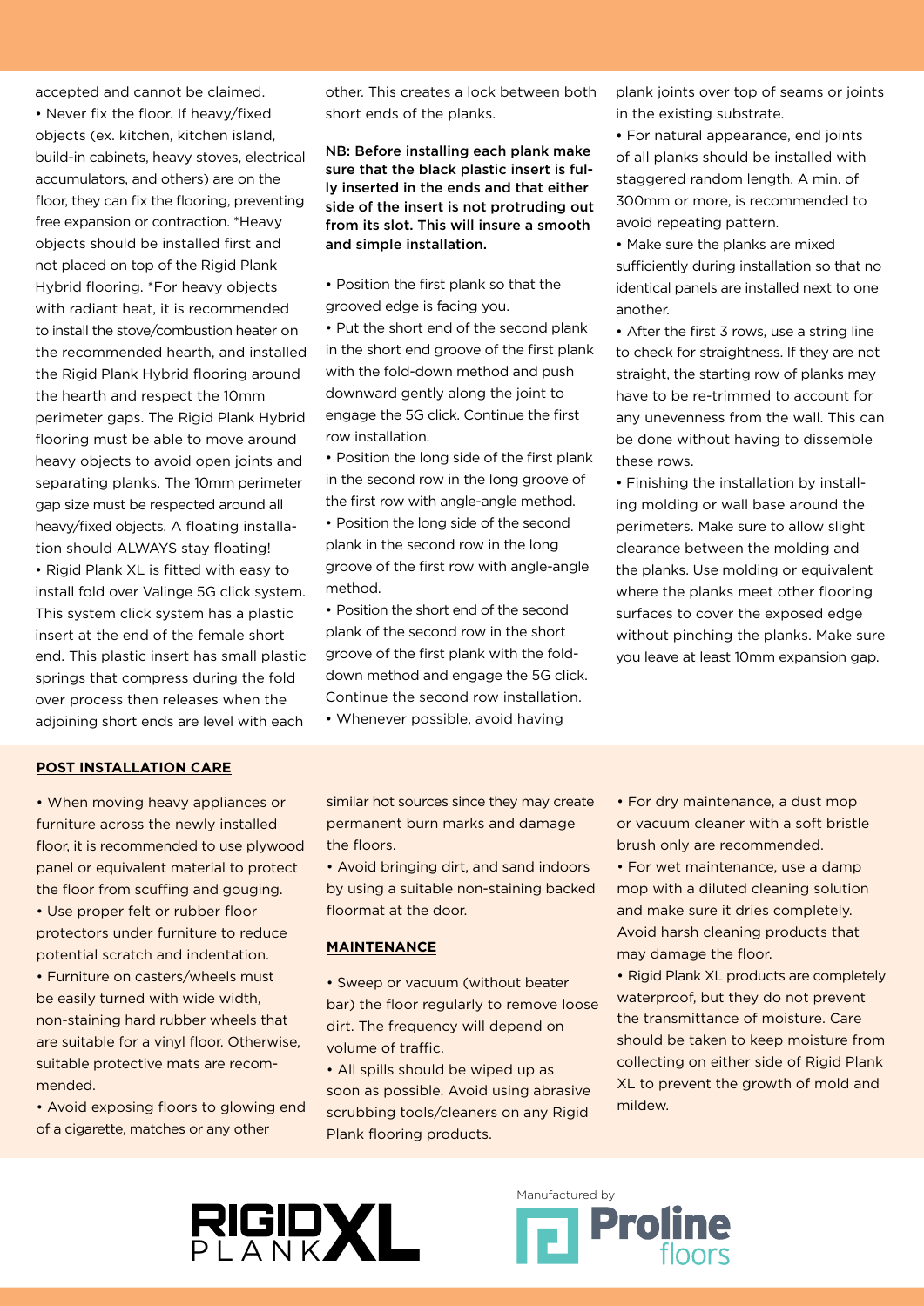accepted and cannot be claimed.

- Never fix the floor. If heavy/fixed objects (ex. kitchen, kitchen island, build-in cabinets, heavy stoves, electrical accumulators, and others) are on the floor, they can fix the flooring, preventing free expansion or contraction. *Heavy objects should be installed first and not placed on top of the Rigid Plank Hybrid flooring. *For heavy objects with radiant heat, it is recommended to install the stove/combustion heater on the recommended hearth, and installed the Rigid Plank Hybrid flooring around the hearth and respect the 10mm perimeter gaps. The Rigid Plank Hybrid flooring must be able to move around heavy objects to avoid open joints and separating planks. The 10mm perimeter gap size must be respected around all heavy/fixed objects. A floating installation should ALWAYS stay floating!
- Rigid Plank XL is fitted with easy to install fold over Valinge 5G click system. This system click system has a plastic insert at the end of the female short end. This plastic insert has small plastic springs that compress during the fold over process then releases when the adjoining short ends are level with each other. This creates a lock between both short ends of the planks.

**NB: Before installing each plank make sure that the black plastic insert is fully inserted in the ends and that either side of the insert is not protruding out from its slot. This will insure a smooth and simple installation.**

- Position the first plank so that the grooved edge is facing you.
- Put the short end of the second plank in the short end groove of the first plank with the fold-down method and push downward gently along the joint to engage the 5G click. Continue the first row installation.
- Position the long side of the first plank in the second row in the long groove of the first row with angle-angle method.
- Position the long side of the second plank in the second row in the long groove of the first row with angle-angle method.
- Position the short end of the second plank of the second row in the short groove of the first plank with the fold-down method and engage the 5G click. Continue the second row installation.
- Whenever possible, avoid having plank joints over top of seams or joints in the existing substrate.
- For natural appearance, end joints of all planks should be installed with staggered random length. A min. of 300mm or more, is recommended to avoid repeating pattern.
- Make sure the planks are mixed sufficiently during installation so that no identical panels are installed next to one another.
- After the first 3 rows, use a string line to check for straightness. If they are not straight, the starting row of planks may have to be re-trimmed to account for any unevenness from the wall. This can be done without having to dissemble these rows.
- Finishing the installation by installing molding or wall base around the perimeters. Make sure to allow slight clearance between the molding and the planks. Use molding or equivalent where the planks meet other flooring surfaces to cover the exposed edge without pinching the planks. Make sure you leave at least 10mm expansion gap.

## POST INSTALLATION CARE

- When moving heavy appliances or furniture across the newly installed floor, it is recommended to use plywood panel or equivalent material to protect the floor from scuffing and gouging.
- Use proper felt or rubber floor protectors under furniture to reduce potential scratch and indentation.
- Furniture on casters/wheels must be easily turned with wide width, non-staining hard rubber wheels that are suitable for a vinyl floor. Otherwise, suitable protective mats are recommended.
- Avoid exposing floors to glowing end of a cigarette, matches or any other similar hot sources since they may create permanent burn marks and damage the floors.
- Avoid bringing dirt, and sand indoors by using a suitable non-staining backed floormat at the door.

## MAINTENANCE

- Sweep or vacuum (without beater bar) the floor regularly to remove loose dirt. The frequency will depend on volume of traffic.
- All spills should be wiped up as soon as possible. Avoid using abrasive scrubbing tools/cleaners on any Rigid Plank flooring products.
- For dry maintenance, a dust mop or vacuum cleaner with a soft bristle brush only are recommended.
- For wet maintenance, use a damp mop with a diluted cleaning solution and make sure it dries completely. Avoid harsh cleaning products that may damage the floor.
- Rigid Plank XL products are completely waterproof, but they do not prevent the transmittance of moisture. Care should be taken to keep moisture from collecting on either side of Rigid Plank XL to prevent the growth of mold and mildew.

RIGID PLANK XL

Manufactured by Proline floors